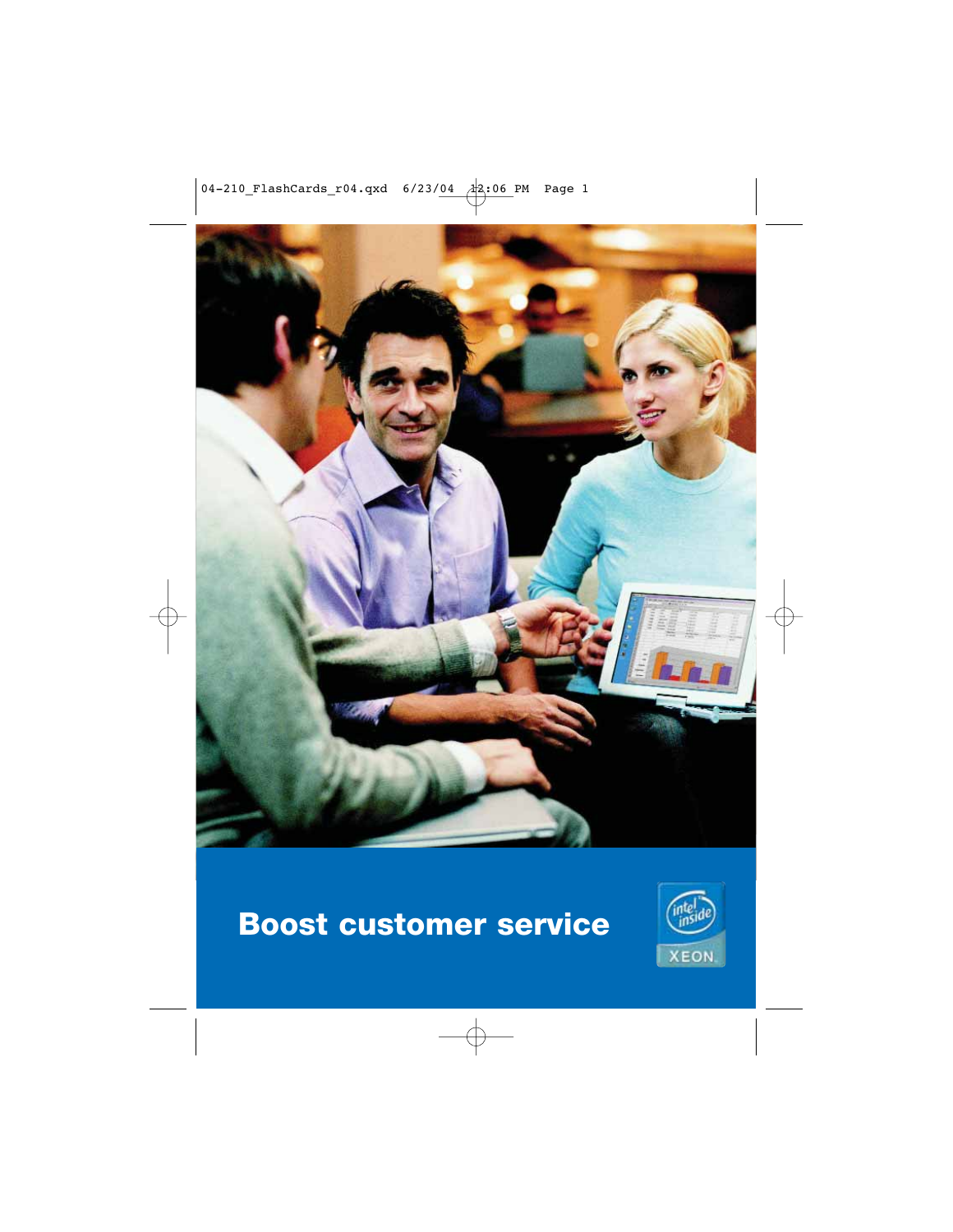# Boost customer service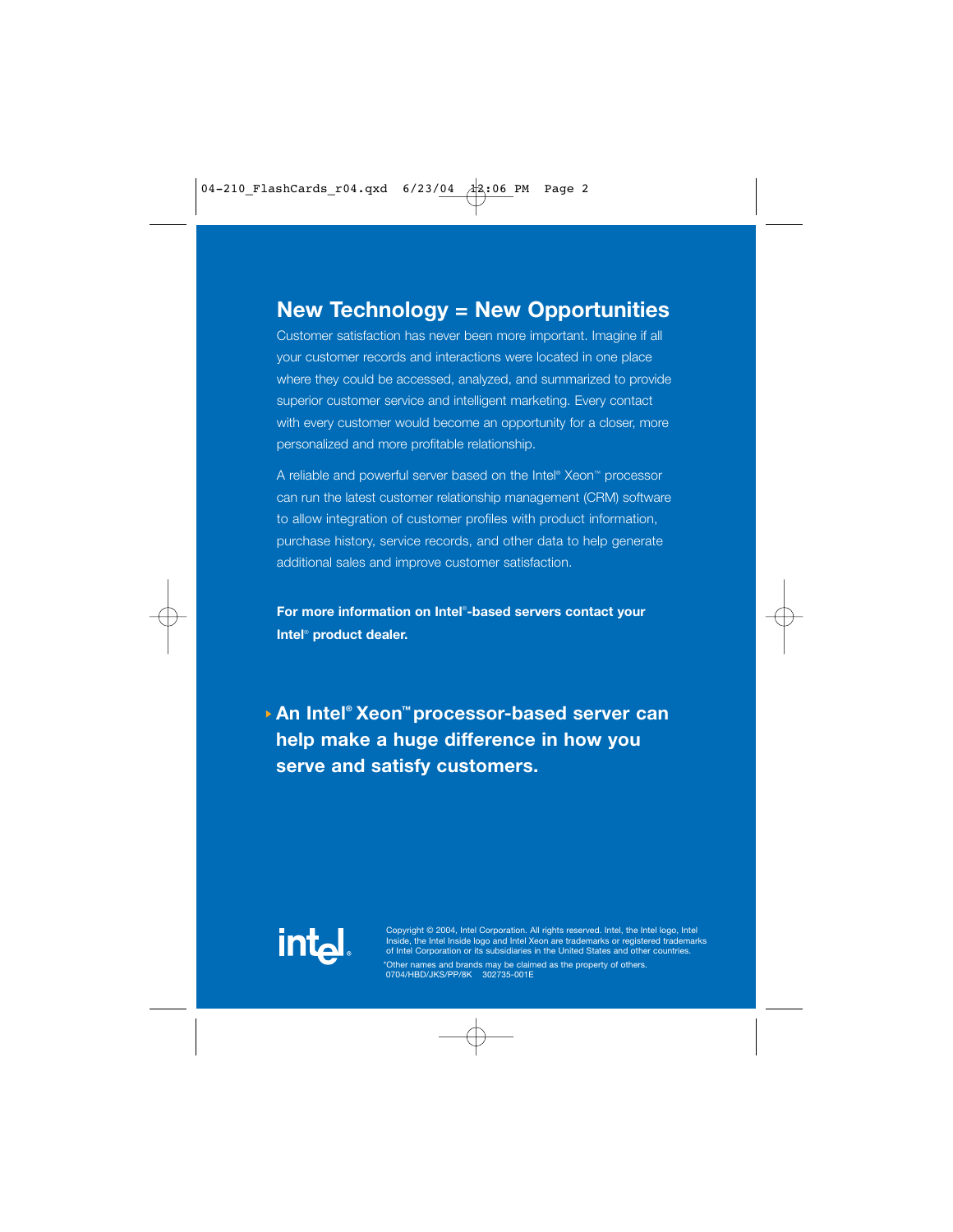## New Technology = New Opportunities

Customer satisfaction has never been more important. Imagine if all your customer records and interactions were located in one place where they could be accessed, analyzed, and summarized to provide superior customer service and intelligent marketing. Every contact with every customer would become an opportunity for a closer, more personalized and more profitable relationship.

A reliable and powerful server based on the Intel® Xeon™ processor can run the latest customer relationship management (CRM) software to allow integration of customer profiles with product information, purchase history, service records, and other data to help generate additional sales and improve customer satisfaction.

**For more information on Intel®-based servers contact your Intel® product dealer.**

**An Intel® Xeon™ processor-based server can help make a huge difference in how you serve and satisfy customers.**

Copyright © 2004, Intel Corporation. All rights reserved. Intel, the Intel logo, Intel Inside, the Intel Inside logo and Intel Xeon are trademarks or registered trademarks of Intel Corporation or its subsidiaries in the United States and other countries.

*Other names and brands may be claimed as the property of others.
0704/HBD/JKS/PP/8K 302735-001E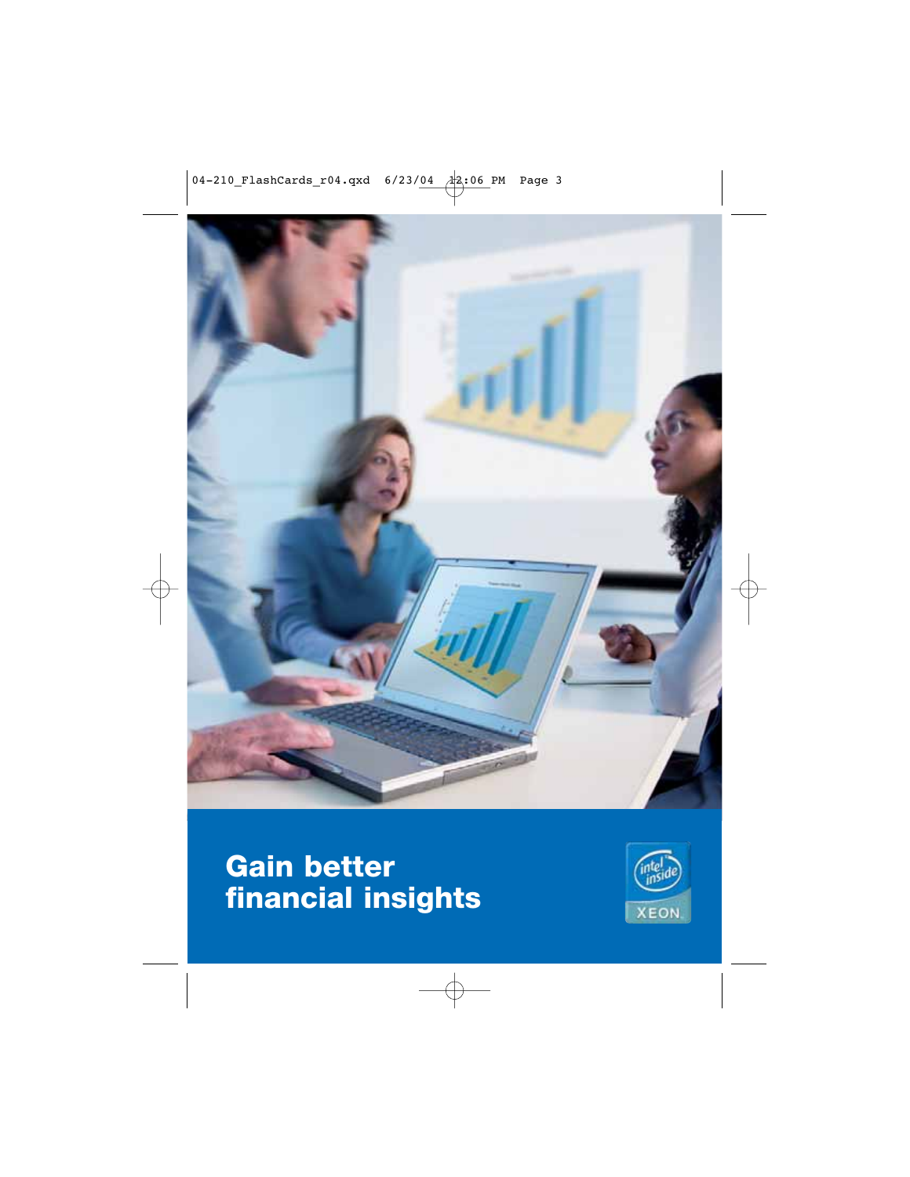# Gain better financial insights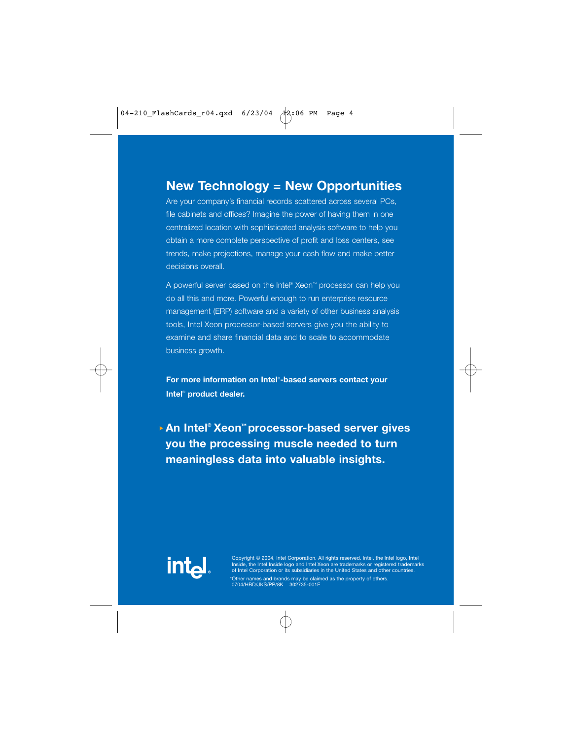## New Technology = New Opportunities

Are your company's financial records scattered across several PCs, file cabinets and offices? Imagine the power of having them in one centralized location with sophisticated analysis software to help you obtain a more complete perspective of profit and loss centers, see trends, make projections, manage your cash flow and make better decisions overall.

A powerful server based on the Intel® Xeon™ processor can help you do all this and more. Powerful enough to run enterprise resource management (ERP) software and a variety of other business analysis tools, Intel Xeon processor-based servers give you the ability to examine and share financial data and to scale to accommodate business growth.

**For more information on Intel®-based servers contact your Intel® product dealer.**

**An Intel® Xeon™ processor-based server gives you the processing muscle needed to turn meaningless data into valuable insights.**

intel®

Copyright © 2004, Intel Corporation. All rights reserved. Intel, the Intel logo, Intel Inside, the Intel Inside logo and Intel Xeon are trademarks or registered trademarks of Intel Corporation or its subsidiaries in the United States and other countries.

*Other names and brands may be claimed as the property of others.
0704/HBD/JKS/PP/8K 302735-001E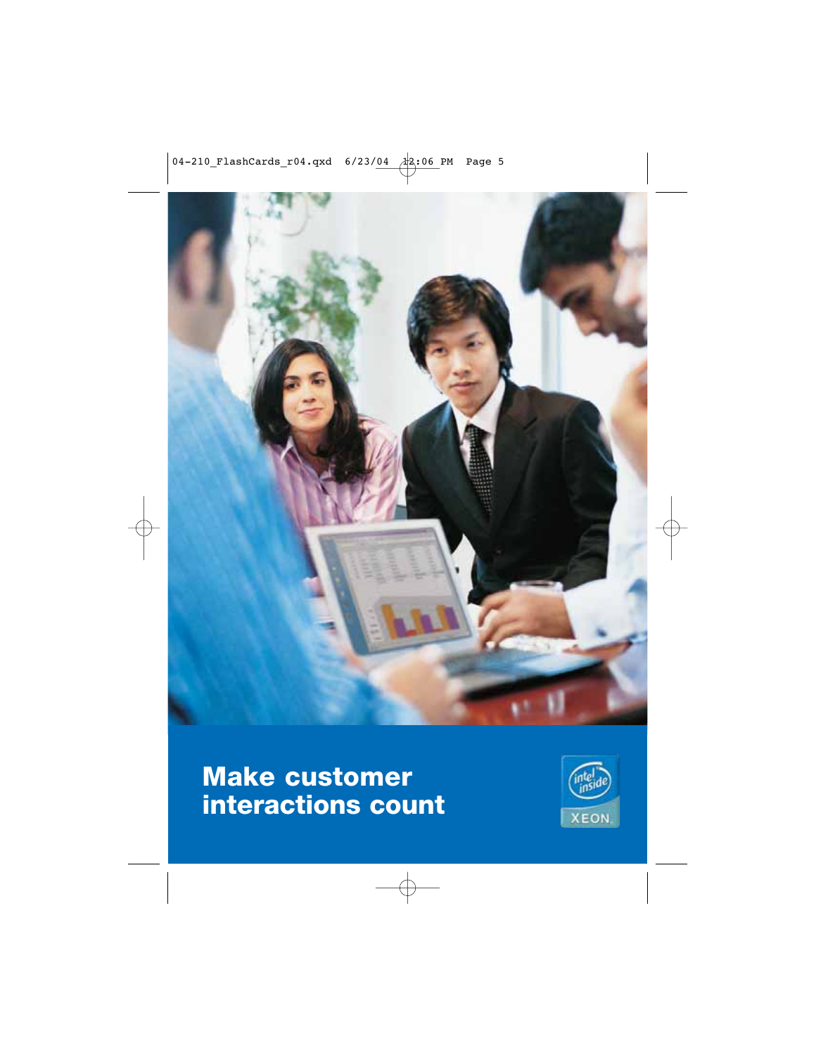# Make customer interactions count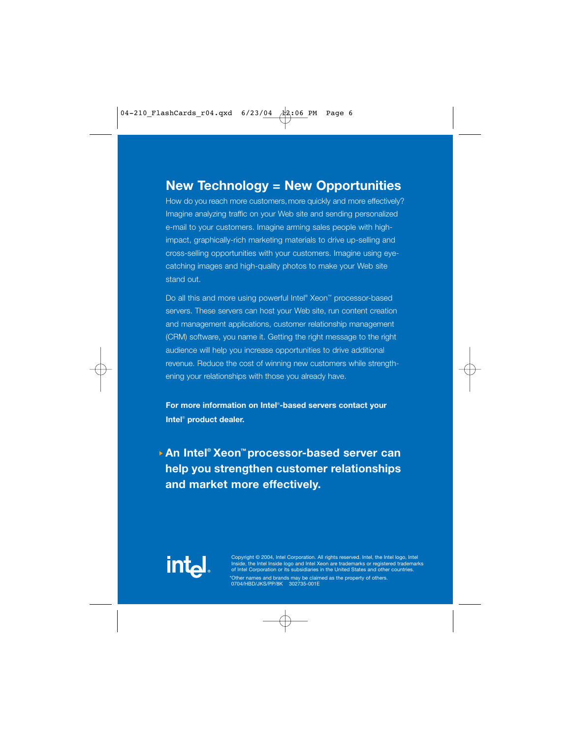## New Technology = New Opportunities

How do you reach more customers, more quickly and more effectively? Imagine analyzing traffic on your Web site and sending personalized e-mail to your customers. Imagine arming sales people with high-impact, graphically-rich marketing materials to drive up-selling and cross-selling opportunities with your customers. Imagine using eye-catching images and high-quality photos to make your Web site stand out.

Do all this and more using powerful Intel® Xeon™ processor-based servers. These servers can host your Web site, run content creation and management applications, customer relationship management (CRM) software, you name it. Getting the right message to the right audience will help you increase opportunities to drive additional revenue. Reduce the cost of winning new customers while strengthening your relationships with those you already have.

**For more information on Intel®-based servers contact your Intel® product dealer.**

**An Intel® Xeon™ processor-based server can help you strengthen customer relationships and market more effectively.**

intel®

Copyright © 2004, Intel Corporation. All rights reserved. Intel, the Intel logo, Intel Inside, the Intel Inside logo and Intel Xeon are trademarks or registered trademarks of Intel Corporation or its subsidiaries in the United States and other countries.

*Other names and brands may be claimed as the property of others.
0704/HBD/JKS/PP/8K 302735-001E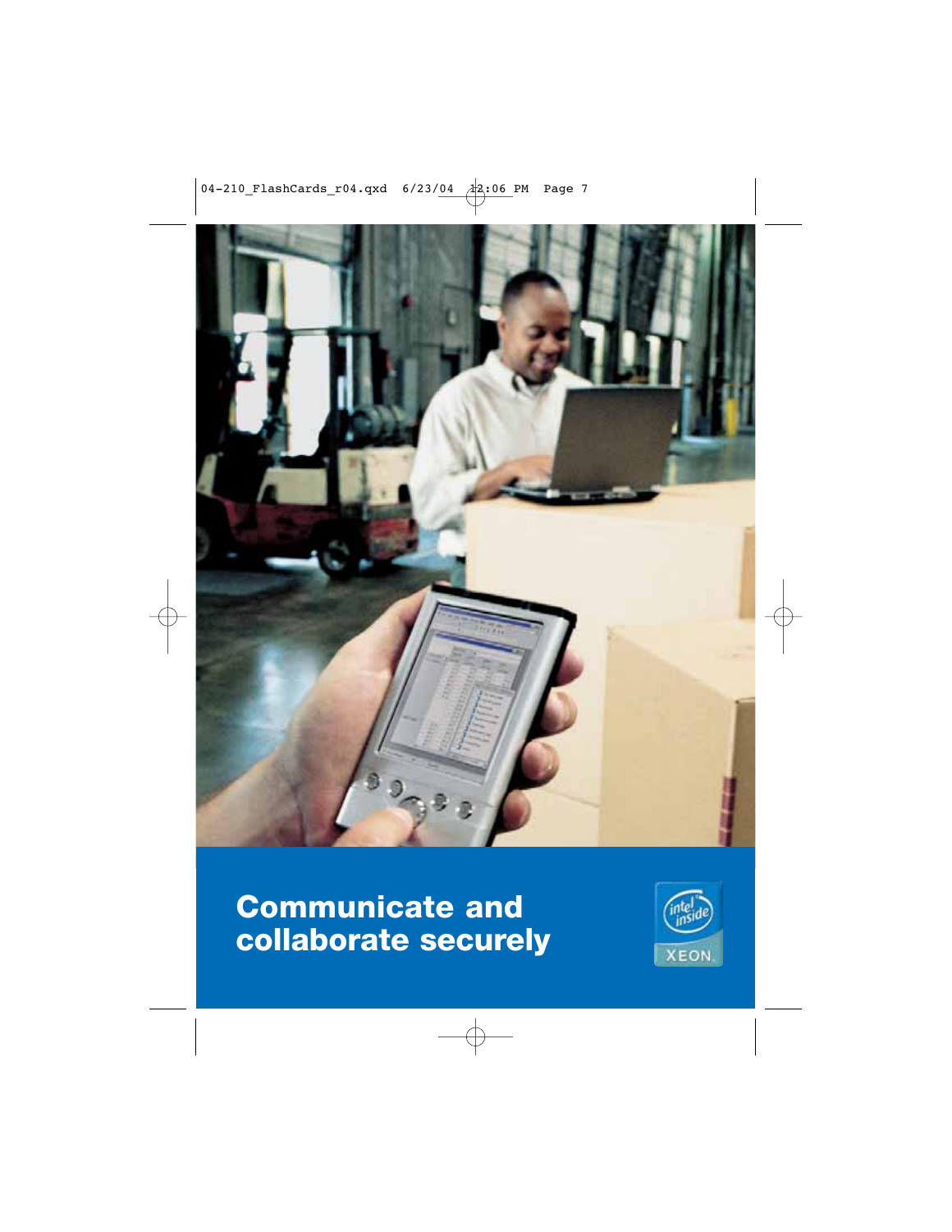# Communicate and collaborate securely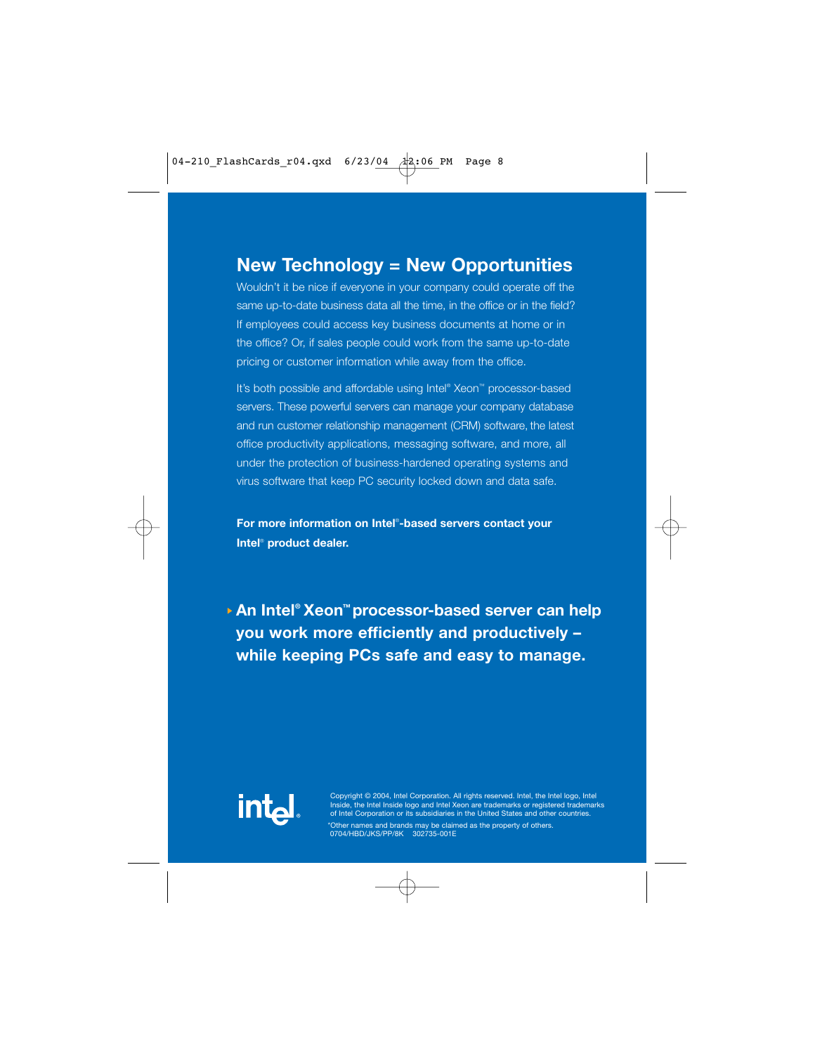## New Technology = New Opportunities

Wouldn't it be nice if everyone in your company could operate off the same up-to-date business data all the time, in the office or in the field? If employees could access key business documents at home or in the office? Or, if sales people could work from the same up-to-date pricing or customer information while away from the office.

It's both possible and affordable using Intel® Xeon™ processor-based servers. These powerful servers can manage your company database and run customer relationship management (CRM) software, the latest office productivity applications, messaging software, and more, all under the protection of business-hardened operating systems and virus software that keep PC security locked down and data safe.

**For more information on Intel®-based servers contact your Intel® product dealer.**

**An Intel® Xeon™ processor-based server can help you work more efficiently and productively – while keeping PCs safe and easy to manage.**

Copyright © 2004, Intel Corporation. All rights reserved. Intel, the Intel logo, Intel Inside, the Intel Inside logo and Intel Xeon are trademarks or registered trademarks of Intel Corporation or its subsidiaries in the United States and other countries.

*Other names and brands may be claimed as the property of others.
0704/HBD/JKS/PP/8K 302735-001E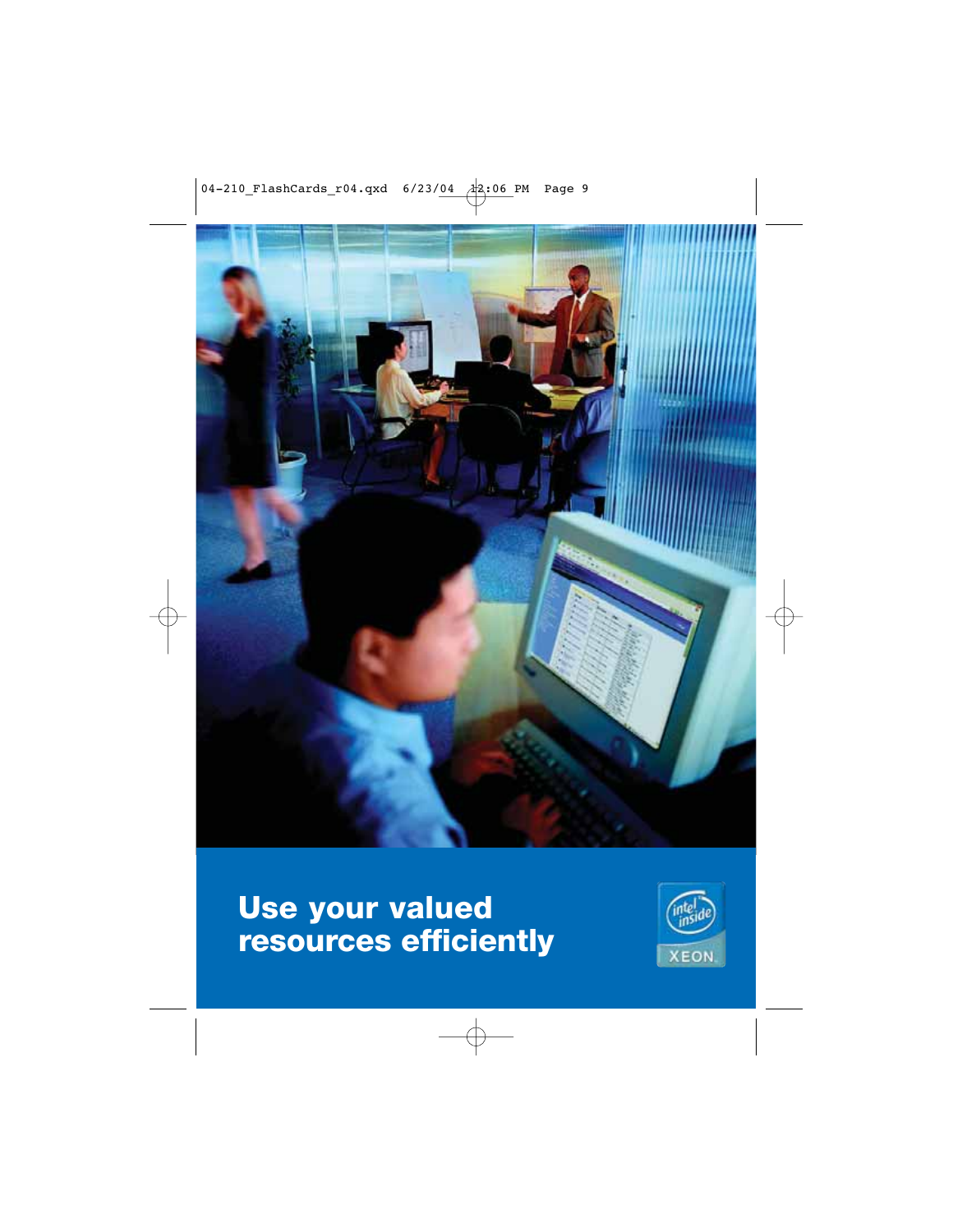**Use your valued resources efficiently**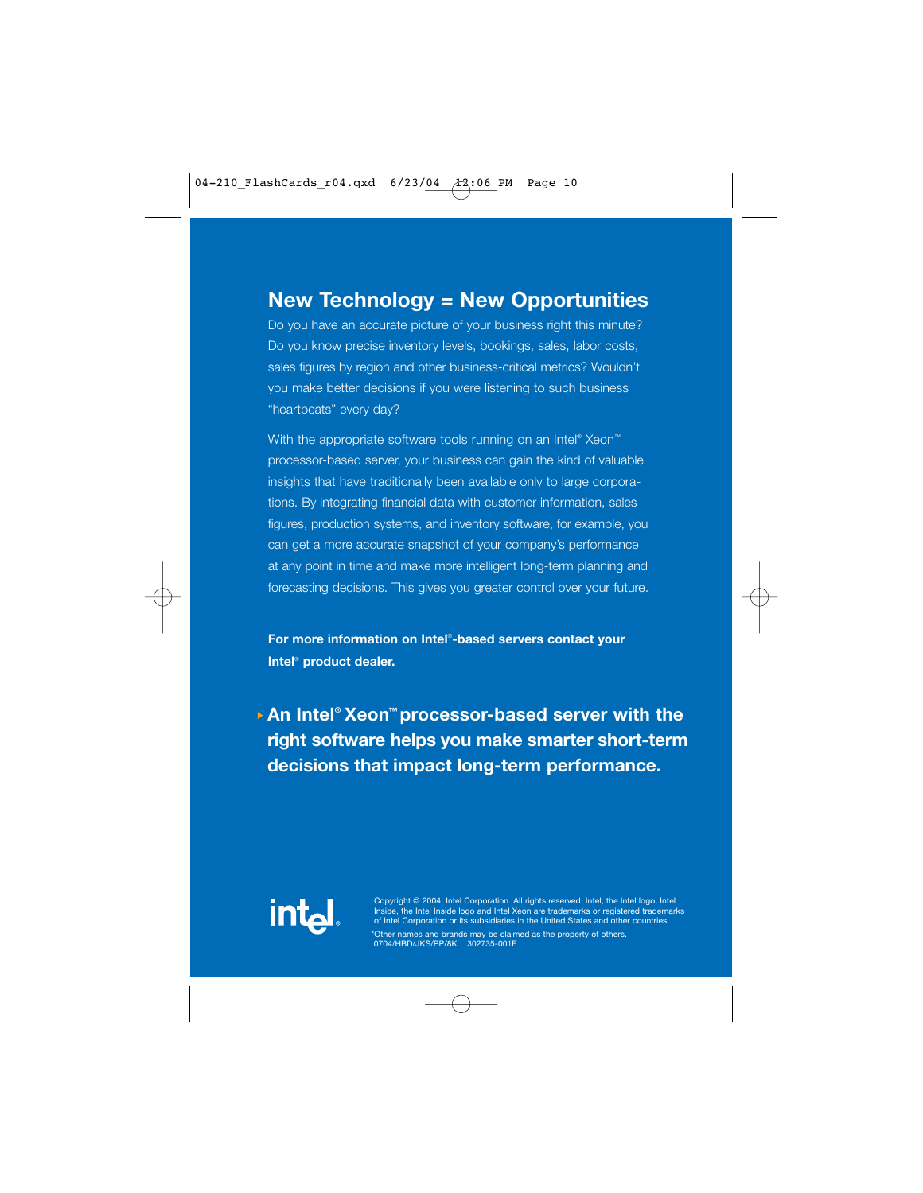## New Technology = New Opportunities

Do you have an accurate picture of your business right this minute? Do you know precise inventory levels, bookings, sales, labor costs, sales figures by region and other business-critical metrics? Wouldn't you make better decisions if you were listening to such business "heartbeats" every day?

With the appropriate software tools running on an Intel® Xeon™ processor-based server, your business can gain the kind of valuable insights that have traditionally been available only to large corporations. By integrating financial data with customer information, sales figures, production systems, and inventory software, for example, you can get a more accurate snapshot of your company's performance at any point in time and make more intelligent long-term planning and forecasting decisions. This gives you greater control over your future.

**For more information on Intel®-based servers contact your Intel® product dealer.**

**An Intel® Xeon™ processor-based server with the right software helps you make smarter short-term decisions that impact long-term performance.**

intel®

Copyright © 2004, Intel Corporation. All rights reserved. Intel, the Intel logo, Intel Inside, the Intel Inside logo and Intel Xeon are trademarks or registered trademarks of Intel Corporation or its subsidiaries in the United States and other countries.

*Other names and brands may be claimed as the property of others.
0704/HBD/JKS/PP/8K 302735-001E